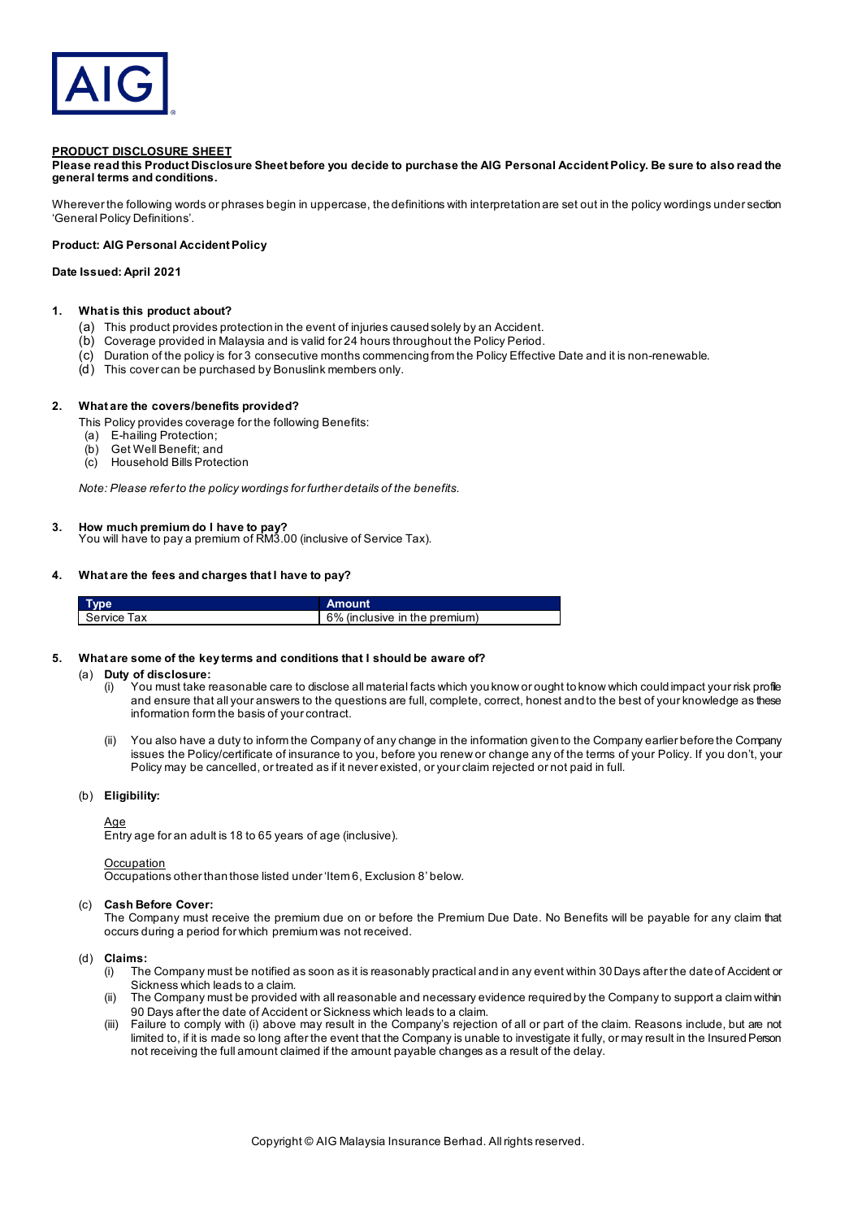**PRODUCT DISCLOSURE SHEET**

**Please read this Product Disclosure Sheet before you decide to purchase the AIG Personal Accident Policy. Be sure to also read the general terms and conditions.**

Wherever the following words or phrases begin in uppercase, the definitions with interpretation are set out in the policy wordings under section 'General Policy Definitions'.

**Product: AIG Personal Accident Policy**

**Date Issued: April 2021**

## 1. What is this product about?

(a) This product provides protection in the event of injuries caused solely by an Accident.
(b) Coverage provided in Malaysia and is valid for 24 hours throughout the Policy Period.
(c) Duration of the policy is for 3 consecutive months commencing from the Policy Effective Date and it is non-renewable.
(d) This cover can be purchased by Bonuslink members only.

## 2. What are the covers/benefits provided?

This Policy provides coverage for the following Benefits:

(a) E-hailing Protection;
(b) Get Well Benefit; and
(c) Household Bills Protection

*Note: Please refer to the policy wordings for further details of the benefits.*

## 3. How much premium do I have to pay?

You will have to pay a premium of RM3.00 (inclusive of Service Tax).

## 4. What are the fees and charges that I have to pay?

| Type | Amount |
|---|---|
| Service Tax | 6% (inclusive in the premium) |

## 5. What are some of the key terms and conditions that I should be aware of?

(a) **Duty of disclosure:**

(i) You must take reasonable care to disclose all material facts which you know or ought to know which could impact your risk profile and ensure that all your answers to the questions are full, complete, correct, honest and to the best of your knowledge as these information form the basis of your contract.

(ii) You also have a duty to inform the Company of any change in the information given to the Company earlier before the Company issues the Policy/certificate of insurance to you, before you renew or change any of the terms of your Policy. If you don't, your Policy may be cancelled, or treated as if it never existed, or your claim rejected or not paid in full.

(b) **Eligibility:**

Age
Entry age for an adult is 18 to 65 years of age (inclusive).

Occupation
Occupations other than those listed under 'Item 6, Exclusion 8' below.

(c) **Cash Before Cover:**
The Company must receive the premium due on or before the Premium Due Date. No Benefits will be payable for any claim that occurs during a period for which premium was not received.

(d) **Claims:**

(i) The Company must be notified as soon as it is reasonably practical and in any event within 30 Days after the date of Accident or Sickness which leads to a claim.
(ii) The Company must be provided with all reasonable and necessary evidence required by the Company to support a claim within 90 Days after the date of Accident or Sickness which leads to a claim.
(iii) Failure to comply with (i) above may result in the Company's rejection of all or part of the claim. Reasons include, but are not limited to, if it is made so long after the event that the Company is unable to investigate it fully, or may result in the Insured Person not receiving the full amount claimed if the amount payable changes as a result of the delay.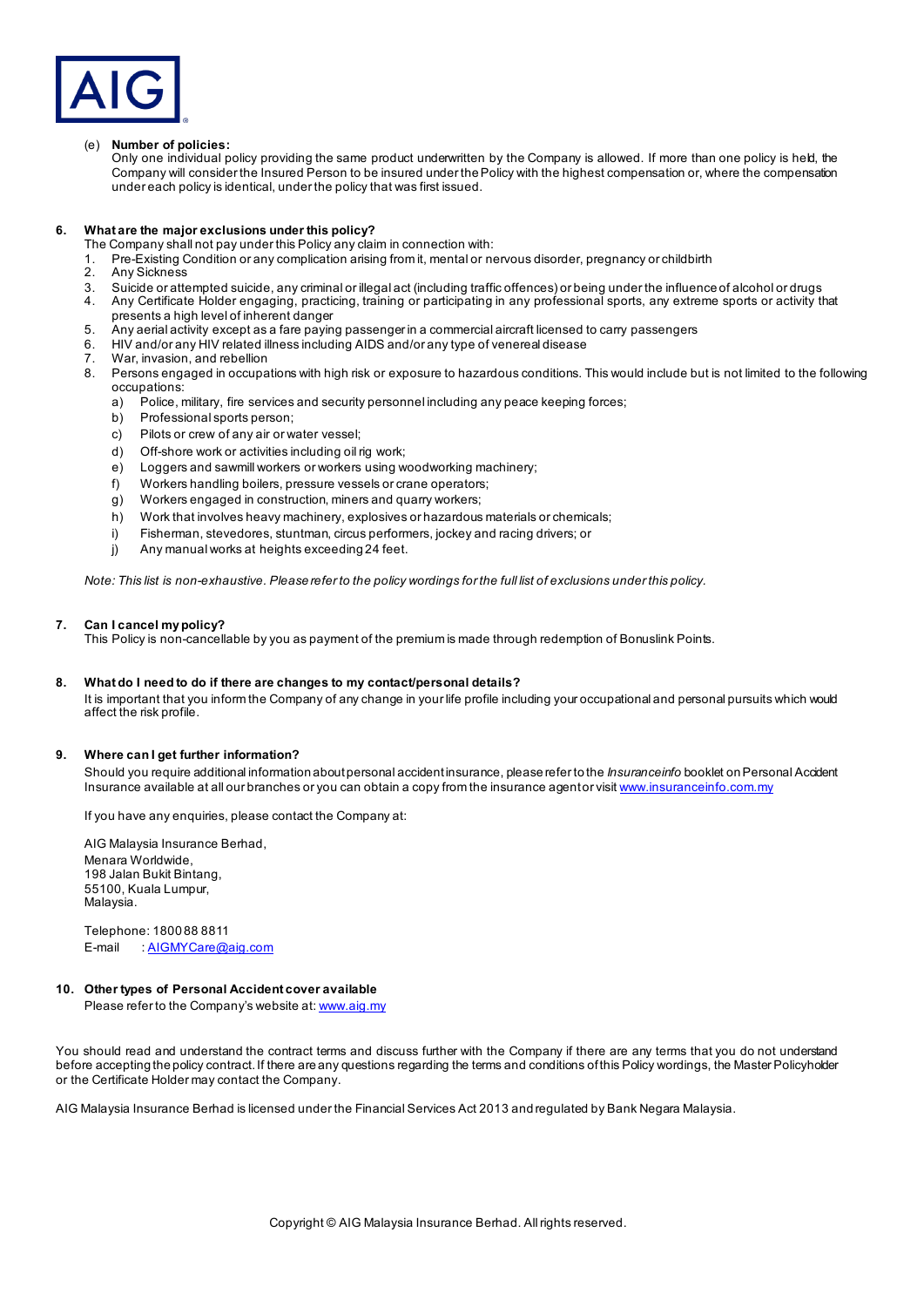(e) **Number of policies:**
Only one individual policy providing the same product underwritten by the Company is allowed. If more than one policy is held, the Company will consider the Insured Person to be insured under the Policy with the highest compensation or, where the compensation under each policy is identical, under the policy that was first issued.

**6. What are the major exclusions under this policy?**

The Company shall not pay under this Policy any claim in connection with:

1. Pre-Existing Condition or any complication arising from it, mental or nervous disorder, pregnancy or childbirth
2. Any Sickness
3. Suicide or attempted suicide, any criminal or illegal act (including traffic offences) or being under the influence of alcohol or drugs
4. Any Certificate Holder engaging, practicing, training or participating in any professional sports, any extreme sports or activity that presents a high level of inherent danger
5. Any aerial activity except as a fare paying passenger in a commercial aircraft licensed to carry passengers
6. HIV and/or any HIV related illness including AIDS and/or any type of venereal disease
7. War, invasion, and rebellion
8. Persons engaged in occupations with high risk or exposure to hazardous conditions. This would include but is not limited to the following occupations:
   a) Police, military, fire services and security personnel including any peace keeping forces;
   b) Professional sports person;
   c) Pilots or crew of any air or water vessel;
   d) Off-shore work or activities including oil rig work;
   e) Loggers and sawmill workers or workers using woodworking machinery;
   f) Workers handling boilers, pressure vessels or crane operators;
   g) Workers engaged in construction, miners and quarry workers;
   h) Work that involves heavy machinery, explosives or hazardous materials or chemicals;
   i) Fisherman, stevedores, stuntman, circus performers, jockey and racing drivers; or
   j) Any manual works at heights exceeding 24 feet.

*Note: This list is non-exhaustive. Please refer to the policy wordings for the full list of exclusions under this policy.*

**7. Can I cancel my policy?**

This Policy is non-cancellable by you as payment of the premium is made through redemption of Bonuslink Points.

**8. What do I need to do if there are changes to my contact/personal details?**

It is important that you inform the Company of any change in your life profile including your occupational and personal pursuits which would affect the risk profile.

**9. Where can I get further information?**

Should you require additional information about personal accident insurance, please refer to the *Insuranceinfo* booklet on Personal Accident Insurance available at all our branches or you can obtain a copy from the insurance agent or visit www.insuranceinfo.com.my

If you have any enquiries, please contact the Company at:

AIG Malaysia Insurance Berhad,
Menara Worldwide,
198 Jalan Bukit Bintang,
55100, Kuala Lumpur,
Malaysia.

Telephone: 1800 88 8811
E-mail : AIGMYCare@aig.com

**10. Other types of Personal Accident cover available**

Please refer to the Company's website at: www.aig.my

You should read and understand the contract terms and discuss further with the Company if there are any terms that you do not understand before accepting the policy contract. If there are any questions regarding the terms and conditions of this Policy wordings, the Master Policyholder or the Certificate Holder may contact the Company.

AIG Malaysia Insurance Berhad is licensed under the Financial Services Act 2013 and regulated by Bank Negara Malaysia.

Copyright © AIG Malaysia Insurance Berhad. All rights reserved.